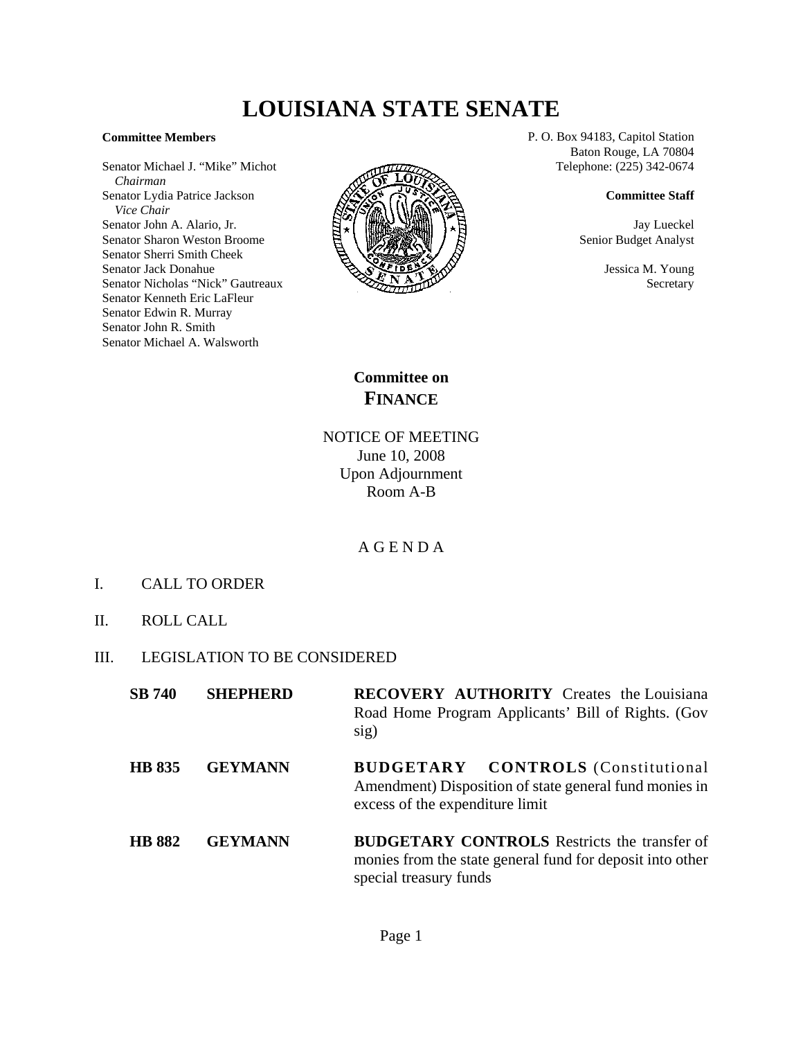# LOUISIANA STATE SENATE

**Committee Members**

Senator Michael J. "Mike" Michot
*Chairman*
Senator Lydia Patrice Jackson
*Vice Chair*
Senator John A. Alario, Jr.
Senator Sharon Weston Broome
Senator Sherri Smith Cheek
Senator Jack Donahue
Senator Nicholas "Nick" Gautreaux
Senator Kenneth Eric LaFleur
Senator Edwin R. Murray
Senator John R. Smith
Senator Michael A. Walsworth

P. O. Box 94183, Capitol Station
Baton Rouge, LA 70804
Telephone: (225) 342-0674

**Committee Staff**

Jay Lueckel
Senior Budget Analyst

Jessica M. Young
Secretary

## Committee on FINANCE

NOTICE OF MEETING
June 10, 2008
Upon Adjournment
Room A-B

A G E N D A

I. CALL TO ORDER

II. ROLL CALL

III. LEGISLATION TO BE CONSIDERED

| | | |
|---|---|---|
| **SB 740** | **SHEPHERD** | **RECOVERY AUTHORITY** Creates the Louisiana Road Home Program Applicants' Bill of Rights. (Gov sig) |
| **HB 835** | **GEYMANN** | **BUDGETARY CONTROLS** (Constitutional Amendment) Disposition of state general fund monies in excess of the expenditure limit |
| **HB 882** | **GEYMANN** | **BUDGETARY CONTROLS** Restricts the transfer of monies from the state general fund for deposit into other special treasury funds |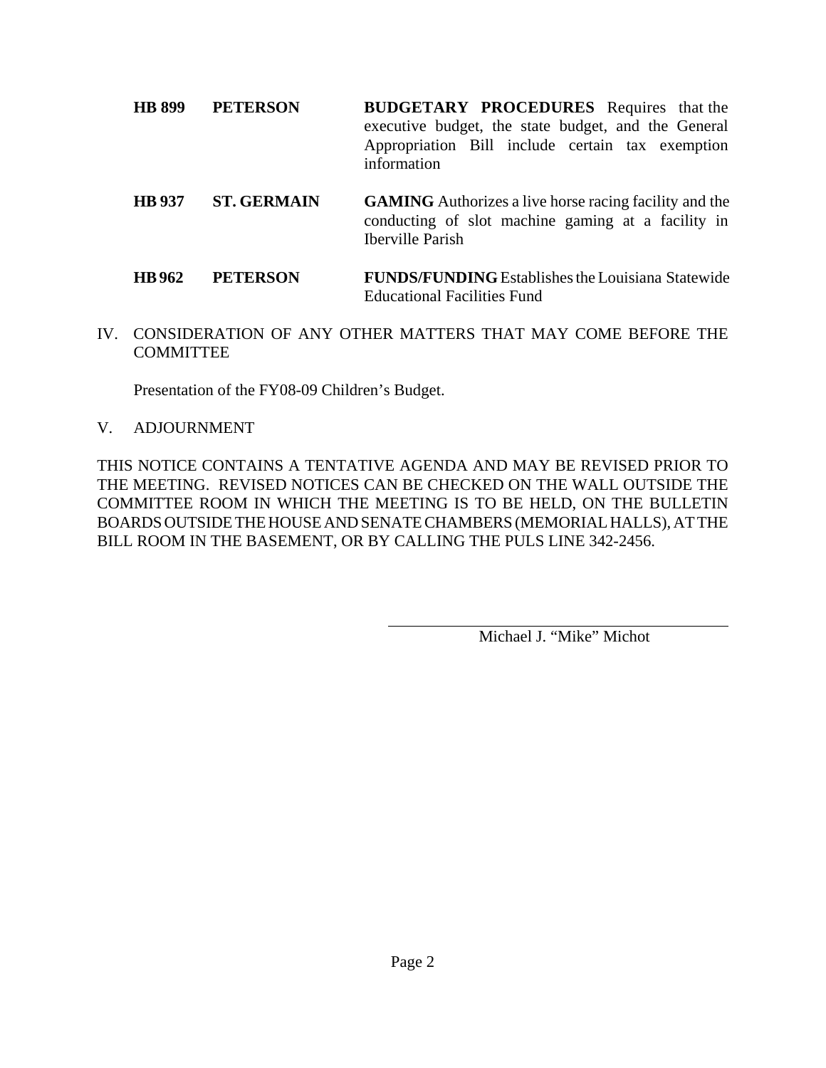| | | |
|---|---|---|
| **HB 899** | **PETERSON** | **BUDGETARY PROCEDURES** Requires that the executive budget, the state budget, and the General Appropriation Bill include certain tax exemption information |
| **HB 937** | **ST. GERMAIN** | **GAMING** Authorizes a live horse racing facility and the conducting of slot machine gaming at a facility in Iberville Parish |
| **HB 962** | **PETERSON** | **FUNDS/FUNDING** Establishes the Louisiana Statewide Educational Facilities Fund |

IV. CONSIDERATION OF ANY OTHER MATTERS THAT MAY COME BEFORE THE COMMITTEE

Presentation of the FY08-09 Children's Budget.

V. ADJOURNMENT

THIS NOTICE CONTAINS A TENTATIVE AGENDA AND MAY BE REVISED PRIOR TO THE MEETING. REVISED NOTICES CAN BE CHECKED ON THE WALL OUTSIDE THE COMMITTEE ROOM IN WHICH THE MEETING IS TO BE HELD, ON THE BULLETIN BOARDS OUTSIDE THE HOUSE AND SENATE CHAMBERS (MEMORIAL HALLS), AT THE BILL ROOM IN THE BASEMENT, OR BY CALLING THE PULS LINE 342-2456.

Michael J. "Mike" Michot